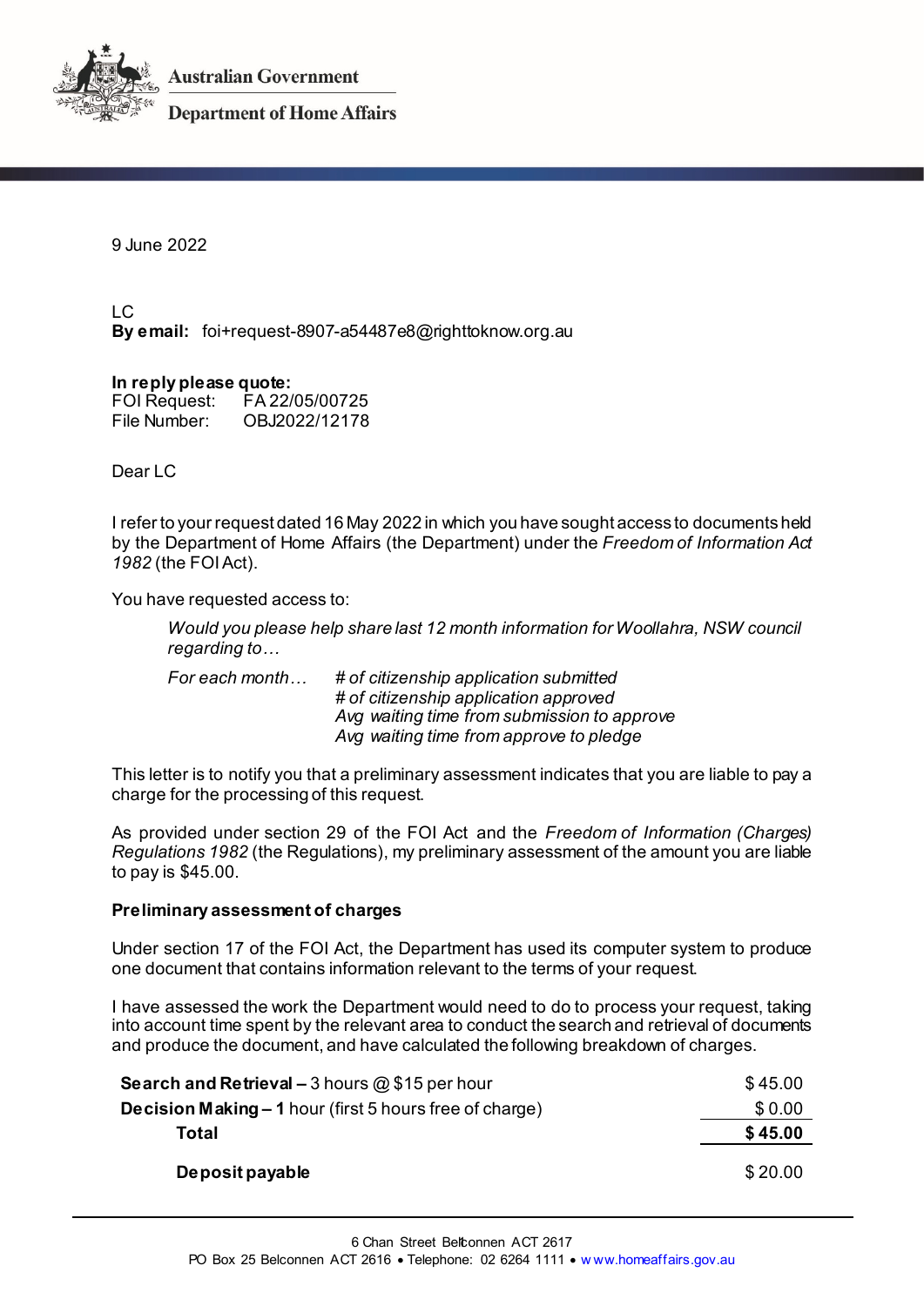**Australian Government**

**Department of Home Affairs**

9 June 2022

LC
**By email:** foi+request-8907-a54487e8@righttoknow.org.au

**In reply please quote:**
FOI Request: FA 22/05/00725
File Number: OBJ2022/12178

Dear LC

I refer to your request dated 16 May 2022 in which you have sought access to documents held by the Department of Home Affairs (the Department) under the *Freedom of Information Act 1982* (the FOI Act).

You have requested access to:

> *Would you please help share last 12 month information for Woollahra, NSW council regarding to…*
>
> *For each month…* *# of citizenship application submitted*
> *# of citizenship application approved*
> *Avg waiting time from submission to approve*
> *Avg waiting time from approve to pledge*

This letter is to notify you that a preliminary assessment indicates that you are liable to pay a charge for the processing of this request.

As provided under section 29 of the FOI Act and the *Freedom of Information (Charges) Regulations 1982* (the Regulations), my preliminary assessment of the amount you are liable to pay is $45.00.

**Preliminary assessment of charges**

Under section 17 of the FOI Act, the Department has used its computer system to produce one document that contains information relevant to the terms of your request.

I have assessed the work the Department would need to do to process your request, taking into account time spent by the relevant area to conduct the search and retrieval of documents and produce the document, and have calculated the following breakdown of charges.

| | |
|---|---|
| **Search and Retrieval –** 3 hours @ $15 per hour | $ 45.00 |
| **Decision Making – 1** hour (first 5 hours free of charge) | $ 0.00 |
| **Total** | **$ 45.00** |
| **Deposit payable** | $ 20.00 |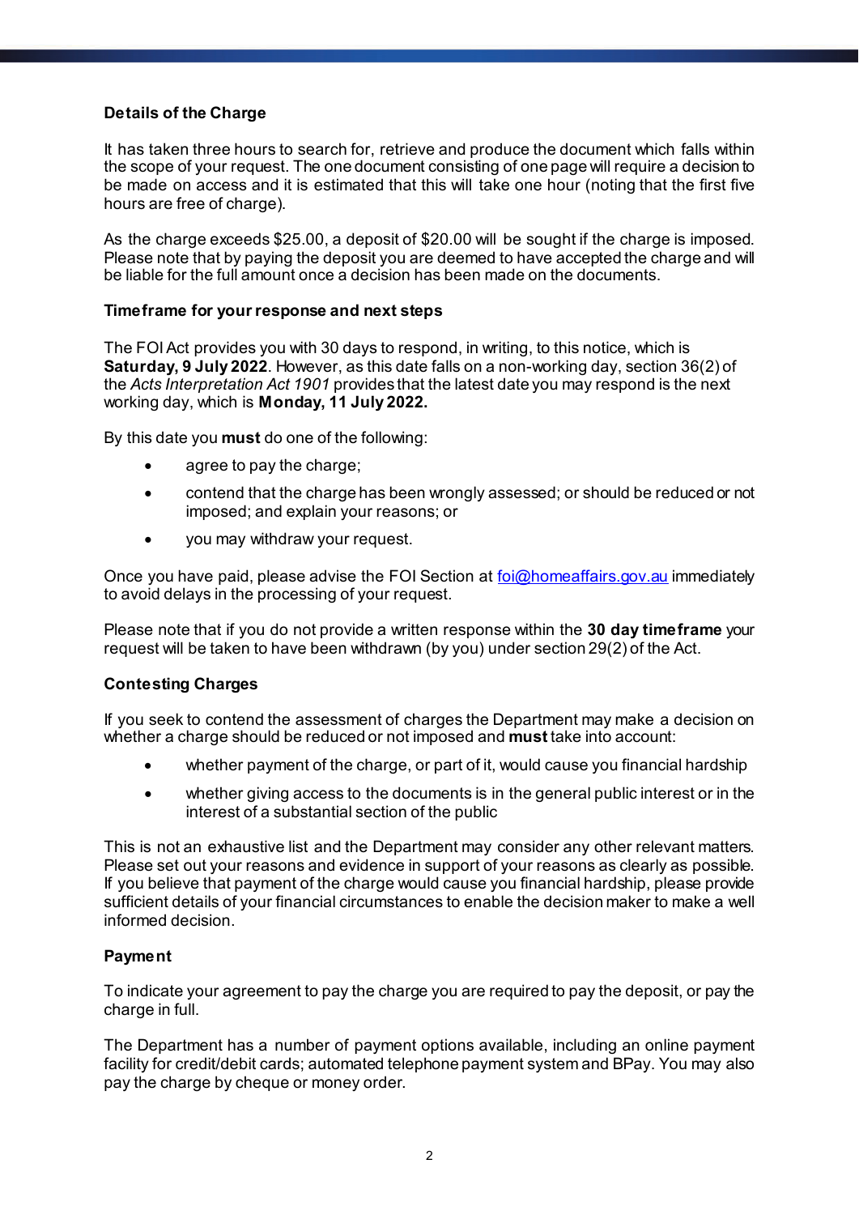**Details of the Charge**

It has taken three hours to search for, retrieve and produce the document which falls within the scope of your request. The one document consisting of one page will require a decision to be made on access and it is estimated that this will take one hour (noting that the first five hours are free of charge).

As the charge exceeds $25.00, a deposit of $20.00 will be sought if the charge is imposed. Please note that by paying the deposit you are deemed to have accepted the charge and will be liable for the full amount once a decision has been made on the documents.

**Timeframe for your response and next steps**

The FOI Act provides you with 30 days to respond, in writing, to this notice, which is **Saturday, 9 July 2022**. However, as this date falls on a non-working day, section 36(2) of the *Acts Interpretation Act 1901* provides that the latest date you may respond is the next working day, which is **Monday, 11 July 2022.**

By this date you **must** do one of the following:

- agree to pay the charge;
- contend that the charge has been wrongly assessed; or should be reduced or not imposed; and explain your reasons; or
- you may withdraw your request.

Once you have paid, please advise the FOI Section at foi@homeaffairs.gov.au immediately to avoid delays in the processing of your request.

Please note that if you do not provide a written response within the **30 day timeframe** your request will be taken to have been withdrawn (by you) under section 29(2) of the Act.

**Contesting Charges**

If you seek to contend the assessment of charges the Department may make a decision on whether a charge should be reduced or not imposed and **must** take into account:

- whether payment of the charge, or part of it, would cause you financial hardship
- whether giving access to the documents is in the general public interest or in the interest of a substantial section of the public

This is not an exhaustive list and the Department may consider any other relevant matters. Please set out your reasons and evidence in support of your reasons as clearly as possible. If you believe that payment of the charge would cause you financial hardship, please provide sufficient details of your financial circumstances to enable the decision maker to make a well informed decision.

**Payment**

To indicate your agreement to pay the charge you are required to pay the deposit, or pay the charge in full.

The Department has a number of payment options available, including an online payment facility for credit/debit cards; automated telephone payment system and BPay. You may also pay the charge by cheque or money order.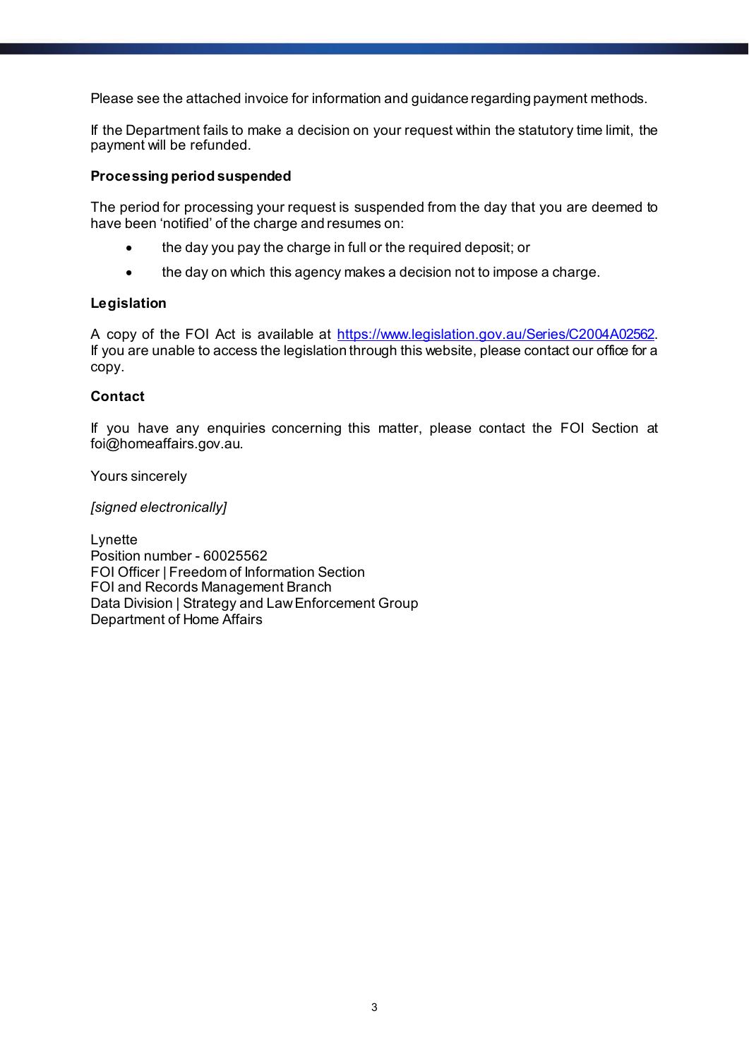Please see the attached invoice for information and guidance regarding payment methods.

If the Department fails to make a decision on your request within the statutory time limit, the payment will be refunded.

**Processing period suspended**

The period for processing your request is suspended from the day that you are deemed to have been 'notified' of the charge and resumes on:

- the day you pay the charge in full or the required deposit; or
- the day on which this agency makes a decision not to impose a charge.

**Legislation**

A copy of the FOI Act is available at https://www.legislation.gov.au/Series/C2004A02562. If you are unable to access the legislation through this website, please contact our office for a copy.

**Contact**

If you have any enquiries concerning this matter, please contact the FOI Section at foi@homeaffairs.gov.au.

Yours sincerely

*[signed electronically]*

Lynette
Position number - 60025562
FOI Officer | Freedom of Information Section
FOI and Records Management Branch
Data Division | Strategy and Law Enforcement Group
Department of Home Affairs